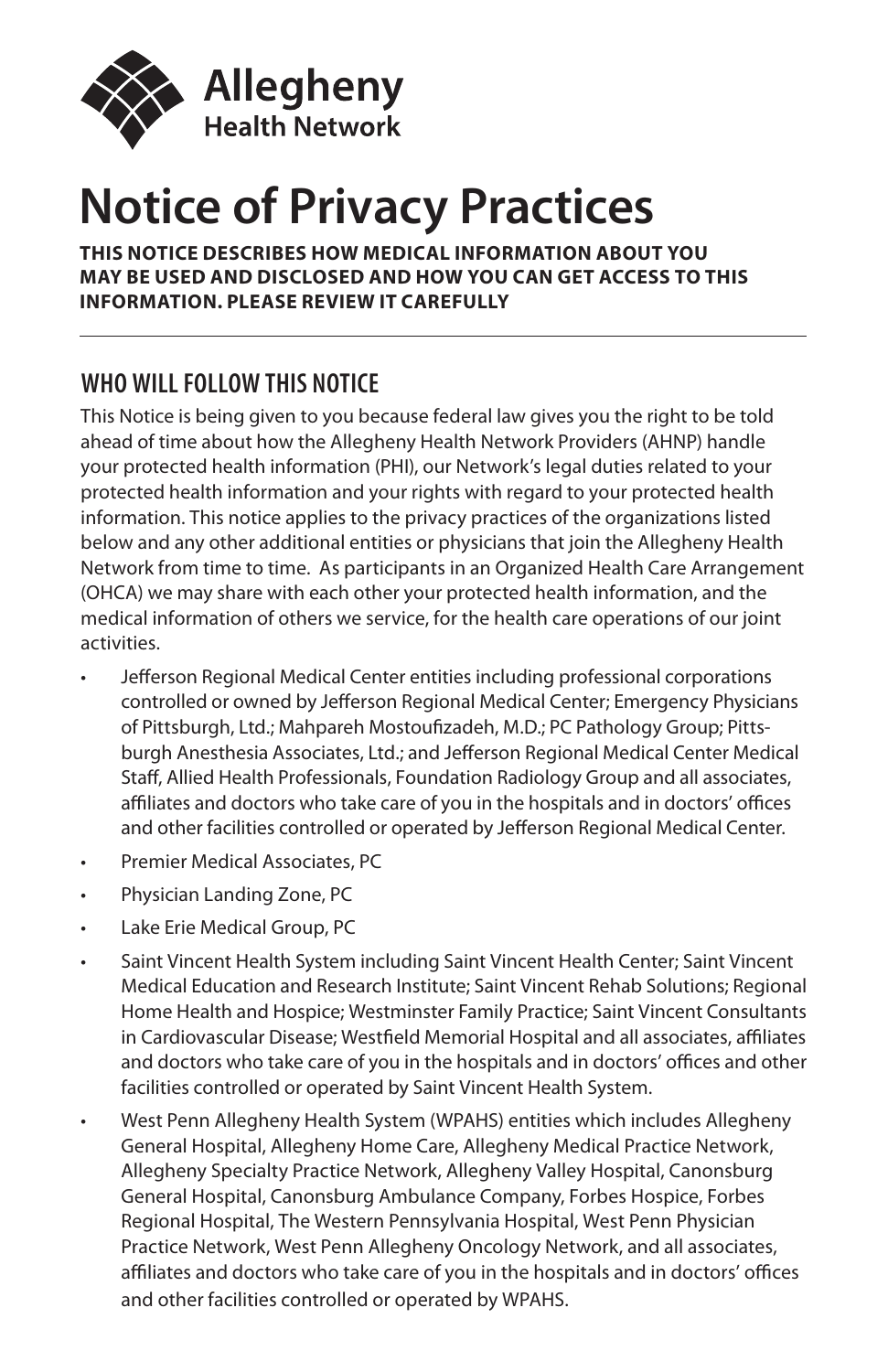Allegheny Health Network

# Notice of Privacy Practices

**THIS NOTICE DESCRIBES HOW MEDICAL INFORMATION ABOUT YOU MAY BE USED AND DISCLOSED AND HOW YOU CAN GET ACCESS TO THIS INFORMATION. PLEASE REVIEW IT CAREFULLY**

## WHO WILL FOLLOW THIS NOTICE

This Notice is being given to you because federal law gives you the right to be told ahead of time about how the Allegheny Health Network Providers (AHNP) handle your protected health information (PHI), our Network's legal duties related to your protected health information and your rights with regard to your protected health information. This notice applies to the privacy practices of the organizations listed below and any other additional entities or physicians that join the Allegheny Health Network from time to time. As participants in an Organized Health Care Arrangement (OHCA) we may share with each other your protected health information, and the medical information of others we service, for the health care operations of our joint activities.

- Jefferson Regional Medical Center entities including professional corporations controlled or owned by Jefferson Regional Medical Center; Emergency Physicians of Pittsburgh, Ltd.; Mahpareh Mostoufizadeh, M.D.; PC Pathology Group; Pittsburgh Anesthesia Associates, Ltd.; and Jefferson Regional Medical Center Medical Staff, Allied Health Professionals, Foundation Radiology Group and all associates, affiliates and doctors who take care of you in the hospitals and in doctors' offices and other facilities controlled or operated by Jefferson Regional Medical Center.
- Premier Medical Associates, PC
- Physician Landing Zone, PC
- Lake Erie Medical Group, PC
- Saint Vincent Health System including Saint Vincent Health Center; Saint Vincent Medical Education and Research Institute; Saint Vincent Rehab Solutions; Regional Home Health and Hospice; Westminster Family Practice; Saint Vincent Consultants in Cardiovascular Disease; Westfield Memorial Hospital and all associates, affiliates and doctors who take care of you in the hospitals and in doctors' offices and other facilities controlled or operated by Saint Vincent Health System.
- West Penn Allegheny Health System (WPAHS) entities which includes Allegheny General Hospital, Allegheny Home Care, Allegheny Medical Practice Network, Allegheny Specialty Practice Network, Allegheny Valley Hospital, Canonsburg General Hospital, Canonsburg Ambulance Company, Forbes Hospice, Forbes Regional Hospital, The Western Pennsylvania Hospital, West Penn Physician Practice Network, West Penn Allegheny Oncology Network, and all associates, affiliates and doctors who take care of you in the hospitals and in doctors' offices and other facilities controlled or operated by WPAHS.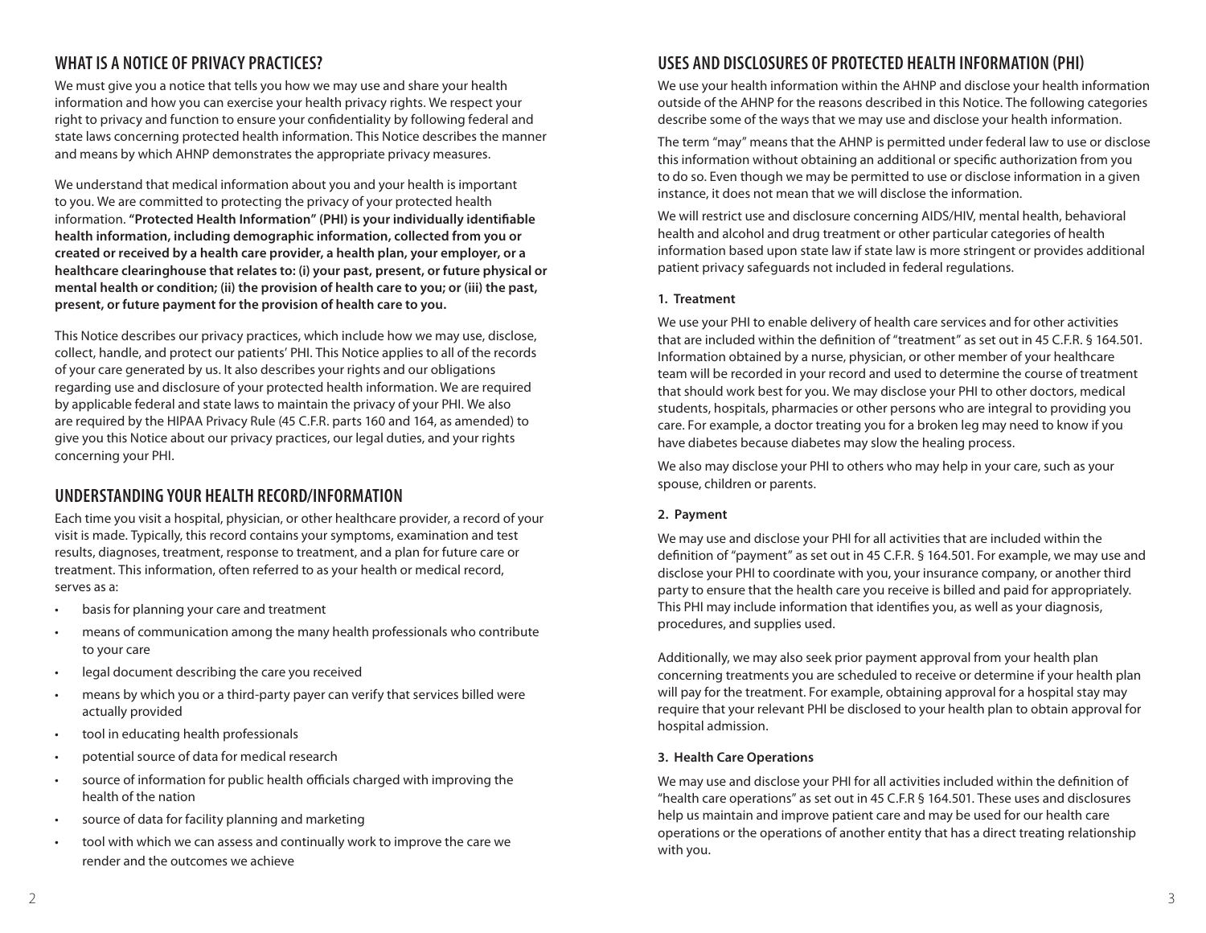## WHAT IS A NOTICE OF PRIVACY PRACTICES?

We must give you a notice that tells you how we may use and share your health information and how you can exercise your health privacy rights. We respect your right to privacy and function to ensure your confidentiality by following federal and state laws concerning protected health information. This Notice describes the manner and means by which AHNP demonstrates the appropriate privacy measures.

We understand that medical information about you and your health is important to you. We are committed to protecting the privacy of your protected health information. **"Protected Health Information" (PHI) is your individually identifiable health information, including demographic information, collected from you or created or received by a health care provider, a health plan, your employer, or a healthcare clearinghouse that relates to: (i) your past, present, or future physical or mental health or condition; (ii) the provision of health care to you; or (iii) the past, present, or future payment for the provision of health care to you.**

This Notice describes our privacy practices, which include how we may use, disclose, collect, handle, and protect our patients' PHI. This Notice applies to all of the records of your care generated by us. It also describes your rights and our obligations regarding use and disclosure of your protected health information. We are required by applicable federal and state laws to maintain the privacy of your PHI. We also are required by the HIPAA Privacy Rule (45 C.F.R. parts 160 and 164, as amended) to give you this Notice about our privacy practices, our legal duties, and your rights concerning your PHI.

## UNDERSTANDING YOUR HEALTH RECORD/INFORMATION

Each time you visit a hospital, physician, or other healthcare provider, a record of your visit is made. Typically, this record contains your symptoms, examination and test results, diagnoses, treatment, response to treatment, and a plan for future care or treatment. This information, often referred to as your health or medical record, serves as a:

- basis for planning your care and treatment
- means of communication among the many health professionals who contribute to your care
- legal document describing the care you received
- means by which you or a third-party payer can verify that services billed were actually provided
- tool in educating health professionals
- potential source of data for medical research
- source of information for public health officials charged with improving the health of the nation
- source of data for facility planning and marketing
- tool with which we can assess and continually work to improve the care we render and the outcomes we achieve

## USES AND DISCLOSURES OF PROTECTED HEALTH INFORMATION (PHI)

We use your health information within the AHNP and disclose your health information outside of the AHNP for the reasons described in this Notice. The following categories describe some of the ways that we may use and disclose your health information.

The term "may" means that the AHNP is permitted under federal law to use or disclose this information without obtaining an additional or specific authorization from you to do so. Even though we may be permitted to use or disclose information in a given instance, it does not mean that we will disclose the information.

We will restrict use and disclosure concerning AIDS/HIV, mental health, behavioral health and alcohol and drug treatment or other particular categories of health information based upon state law if state law is more stringent or provides additional patient privacy safeguards not included in federal regulations.

### 1. Treatment

We use your PHI to enable delivery of health care services and for other activities that are included within the definition of "treatment" as set out in 45 C.F.R. § 164.501. Information obtained by a nurse, physician, or other member of your healthcare team will be recorded in your record and used to determine the course of treatment that should work best for you. We may disclose your PHI to other doctors, medical students, hospitals, pharmacies or other persons who are integral to providing you care. For example, a doctor treating you for a broken leg may need to know if you have diabetes because diabetes may slow the healing process.

We also may disclose your PHI to others who may help in your care, such as your spouse, children or parents.

### 2. Payment

We may use and disclose your PHI for all activities that are included within the definition of "payment" as set out in 45 C.F.R. § 164.501. For example, we may use and disclose your PHI to coordinate with you, your insurance company, or another third party to ensure that the health care you receive is billed and paid for appropriately. This PHI may include information that identifies you, as well as your diagnosis, procedures, and supplies used.

Additionally, we may also seek prior payment approval from your health plan concerning treatments you are scheduled to receive or determine if your health plan will pay for the treatment. For example, obtaining approval for a hospital stay may require that your relevant PHI be disclosed to your health plan to obtain approval for hospital admission.

### 3. Health Care Operations

We may use and disclose your PHI for all activities included within the definition of "health care operations" as set out in 45 C.F.R § 164.501. These uses and disclosures help us maintain and improve patient care and may be used for our health care operations or the operations of another entity that has a direct treating relationship with you.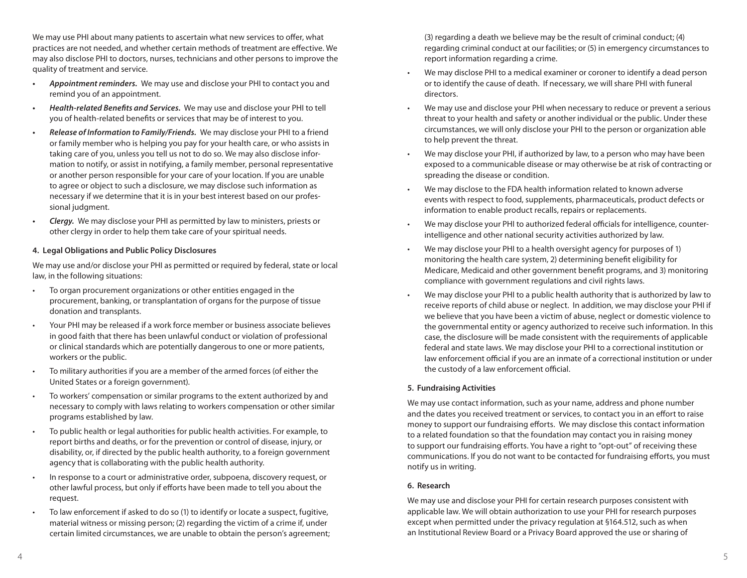We may use PHI about many patients to ascertain what new services to offer, what practices are not needed, and whether certain methods of treatment are effective. We may also disclose PHI to doctors, nurses, technicians and other persons to improve the quality of treatment and service.

- ***Appointment reminders.*** We may use and disclose your PHI to contact you and remind you of an appointment.
- ***Health-related Benefits and Services.*** We may use and disclose your PHI to tell you of health-related benefits or services that may be of interest to you.
- ***Release of Information to Family/Friends.*** We may disclose your PHI to a friend or family member who is helping you pay for your health care, or who assists in taking care of you, unless you tell us not to do so. We may also disclose information to notify, or assist in notifying, a family member, personal representative or another person responsible for your care of your location. If you are unable to agree or object to such a disclosure, we may disclose such information as necessary if we determine that it is in your best interest based on our professional judgment.
- ***Clergy.*** We may disclose your PHI as permitted by law to ministers, priests or other clergy in order to help them take care of your spiritual needs.

**4. Legal Obligations and Public Policy Disclosures**

We may use and/or disclose your PHI as permitted or required by federal, state or local law, in the following situations:

- To organ procurement organizations or other entities engaged in the procurement, banking, or transplantation of organs for the purpose of tissue donation and transplants.
- Your PHI may be released if a work force member or business associate believes in good faith that there has been unlawful conduct or violation of professional or clinical standards which are potentially dangerous to one or more patients, workers or the public.
- To military authorities if you are a member of the armed forces (of either the United States or a foreign government).
- To workers' compensation or similar programs to the extent authorized by and necessary to comply with laws relating to workers compensation or other similar programs established by law.
- To public health or legal authorities for public health activities. For example, to report births and deaths, or for the prevention or control of disease, injury, or disability, or, if directed by the public health authority, to a foreign government agency that is collaborating with the public health authority.
- In response to a court or administrative order, subpoena, discovery request, or other lawful process, but only if efforts have been made to tell you about the request.
- To law enforcement if asked to do so (1) to identify or locate a suspect, fugitive, material witness or missing person; (2) regarding the victim of a crime if, under certain limited circumstances, we are unable to obtain the person's agreement; (3) regarding a death we believe may be the result of criminal conduct; (4) regarding criminal conduct at our facilities; or (5) in emergency circumstances to report information regarding a crime.
- We may disclose PHI to a medical examiner or coroner to identify a dead person or to identify the cause of death. If necessary, we will share PHI with funeral directors.
- We may use and disclose your PHI when necessary to reduce or prevent a serious threat to your health and safety or another individual or the public. Under these circumstances, we will only disclose your PHI to the person or organization able to help prevent the threat.
- We may disclose your PHI, if authorized by law, to a person who may have been exposed to a communicable disease or may otherwise be at risk of contracting or spreading the disease or condition.
- We may disclose to the FDA health information related to known adverse events with respect to food, supplements, pharmaceuticals, product defects or information to enable product recalls, repairs or replacements.
- We may disclose your PHI to authorized federal officials for intelligence, counter-intelligence and other national security activities authorized by law.
- We may disclose your PHI to a health oversight agency for purposes of 1) monitoring the health care system, 2) determining benefit eligibility for Medicare, Medicaid and other government benefit programs, and 3) monitoring compliance with government regulations and civil rights laws.
- We may disclose your PHI to a public health authority that is authorized by law to receive reports of child abuse or neglect. In addition, we may disclose your PHI if we believe that you have been a victim of abuse, neglect or domestic violence to the governmental entity or agency authorized to receive such information. In this case, the disclosure will be made consistent with the requirements of applicable federal and state laws. We may disclose your PHI to a correctional institution or law enforcement official if you are an inmate of a correctional institution or under the custody of a law enforcement official.

**5. Fundraising Activities**

We may use contact information, such as your name, address and phone number and the dates you received treatment or services, to contact you in an effort to raise money to support our fundraising efforts. We may disclose this contact information to a related foundation so that the foundation may contact you in raising money to support our fundraising efforts. You have a right to "opt-out" of receiving these communications. If you do not want to be contacted for fundraising efforts, you must notify us in writing.

**6. Research**

We may use and disclose your PHI for certain research purposes consistent with applicable law. We will obtain authorization to use your PHI for research purposes except when permitted under the privacy regulation at §164.512, such as when an Institutional Review Board or a Privacy Board approved the use or sharing of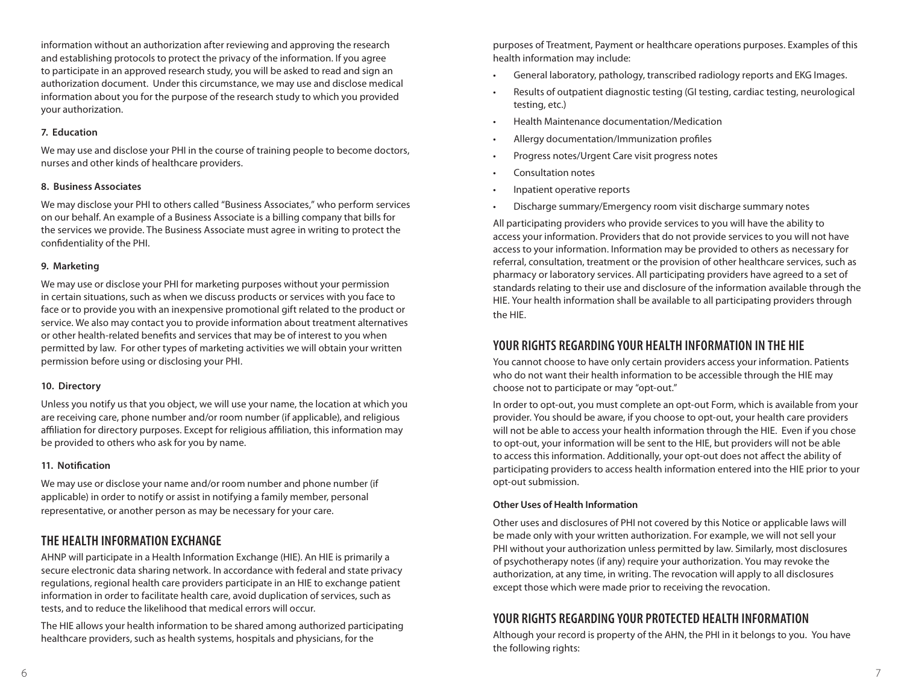information without an authorization after reviewing and approving the research and establishing protocols to protect the privacy of the information. If you agree to participate in an approved research study, you will be asked to read and sign an authorization document. Under this circumstance, we may use and disclose medical information about you for the purpose of the research study to which you provided your authorization.

**7. Education**

We may use and disclose your PHI in the course of training people to become doctors, nurses and other kinds of healthcare providers.

**8. Business Associates**

We may disclose your PHI to others called "Business Associates," who perform services on our behalf. An example of a Business Associate is a billing company that bills for the services we provide. The Business Associate must agree in writing to protect the confidentiality of the PHI.

**9. Marketing**

We may use or disclose your PHI for marketing purposes without your permission in certain situations, such as when we discuss products or services with you face to face or to provide you with an inexpensive promotional gift related to the product or service. We also may contact you to provide information about treatment alternatives or other health-related benefits and services that may be of interest to you when permitted by law. For other types of marketing activities we will obtain your written permission before using or disclosing your PHI.

**10. Directory**

Unless you notify us that you object, we will use your name, the location at which you are receiving care, phone number and/or room number (if applicable), and religious affiliation for directory purposes. Except for religious affiliation, this information may be provided to others who ask for you by name.

**11. Notification**

We may use or disclose your name and/or room number and phone number (if applicable) in order to notify or assist in notifying a family member, personal representative, or another person as may be necessary for your care.

## THE HEALTH INFORMATION EXCHANGE

AHNP will participate in a Health Information Exchange (HIE). An HIE is primarily a secure electronic data sharing network. In accordance with federal and state privacy regulations, regional health care providers participate in an HIE to exchange patient information in order to facilitate health care, avoid duplication of services, such as tests, and to reduce the likelihood that medical errors will occur.

The HIE allows your health information to be shared among authorized participating healthcare providers, such as health systems, hospitals and physicians, for the purposes of Treatment, Payment or healthcare operations purposes. Examples of this health information may include:

- General laboratory, pathology, transcribed radiology reports and EKG Images.
- Results of outpatient diagnostic testing (GI testing, cardiac testing, neurological testing, etc.)
- Health Maintenance documentation/Medication
- Allergy documentation/Immunization profiles
- Progress notes/Urgent Care visit progress notes
- Consultation notes
- Inpatient operative reports
- Discharge summary/Emergency room visit discharge summary notes

All participating providers who provide services to you will have the ability to access your information. Providers that do not provide services to you will not have access to your information. Information may be provided to others as necessary for referral, consultation, treatment or the provision of other healthcare services, such as pharmacy or laboratory services. All participating providers have agreed to a set of standards relating to their use and disclosure of the information available through the HIE. Your health information shall be available to all participating providers through the HIE.

## YOUR RIGHTS REGARDING YOUR HEALTH INFORMATION IN THE HIE

You cannot choose to have only certain providers access your information. Patients who do not want their health information to be accessible through the HIE may choose not to participate or may "opt-out."

In order to opt-out, you must complete an opt-out Form, which is available from your provider. You should be aware, if you choose to opt-out, your health care providers will not be able to access your health information through the HIE. Even if you chose to opt-out, your information will be sent to the HIE, but providers will not be able to access this information. Additionally, your opt-out does not affect the ability of participating providers to access health information entered into the HIE prior to your opt-out submission.

**Other Uses of Health Information**

Other uses and disclosures of PHI not covered by this Notice or applicable laws will be made only with your written authorization. For example, we will not sell your PHI without your authorization unless permitted by law. Similarly, most disclosures of psychotherapy notes (if any) require your authorization. You may revoke the authorization, at any time, in writing. The revocation will apply to all disclosures except those which were made prior to receiving the revocation.

## YOUR RIGHTS REGARDING YOUR PROTECTED HEALTH INFORMATION

Although your record is property of the AHN, the PHI in it belongs to you. You have the following rights: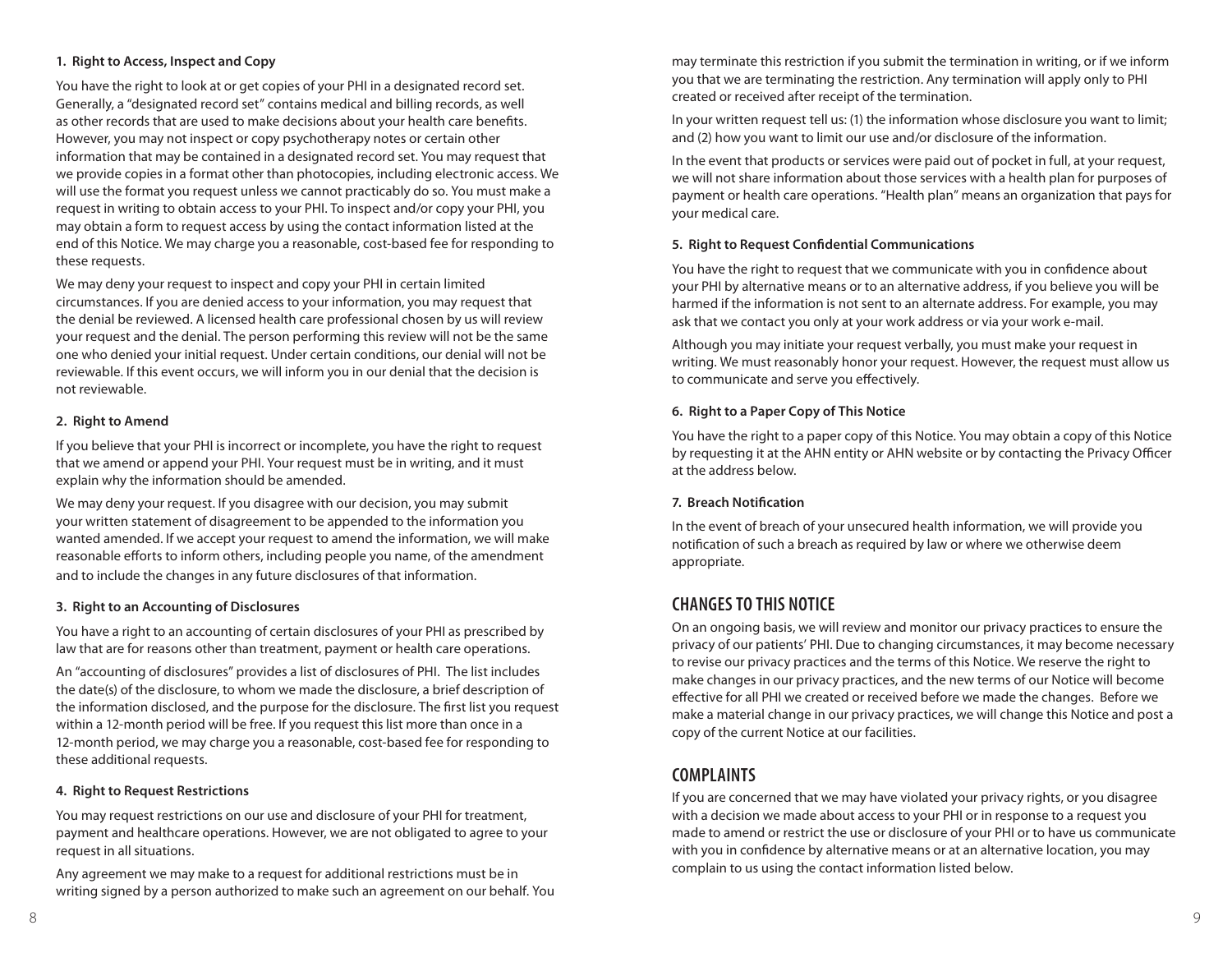#### 1. Right to Access, Inspect and Copy

You have the right to look at or get copies of your PHI in a designated record set. Generally, a "designated record set" contains medical and billing records, as well as other records that are used to make decisions about your health care benefits. However, you may not inspect or copy psychotherapy notes or certain other information that may be contained in a designated record set. You may request that we provide copies in a format other than photocopies, including electronic access. We will use the format you request unless we cannot practicably do so. You must make a request in writing to obtain access to your PHI. To inspect and/or copy your PHI, you may obtain a form to request access by using the contact information listed at the end of this Notice. We may charge you a reasonable, cost-based fee for responding to these requests.

We may deny your request to inspect and copy your PHI in certain limited circumstances. If you are denied access to your information, you may request that the denial be reviewed. A licensed health care professional chosen by us will review your request and the denial. The person performing this review will not be the same one who denied your initial request. Under certain conditions, our denial will not be reviewable. If this event occurs, we will inform you in our denial that the decision is not reviewable.

#### 2. Right to Amend

If you believe that your PHI is incorrect or incomplete, you have the right to request that we amend or append your PHI. Your request must be in writing, and it must explain why the information should be amended.

We may deny your request. If you disagree with our decision, you may submit your written statement of disagreement to be appended to the information you wanted amended. If we accept your request to amend the information, we will make reasonable efforts to inform others, including people you name, of the amendment and to include the changes in any future disclosures of that information.

#### 3. Right to an Accounting of Disclosures

You have a right to an accounting of certain disclosures of your PHI as prescribed by law that are for reasons other than treatment, payment or health care operations.

An "accounting of disclosures" provides a list of disclosures of PHI. The list includes the date(s) of the disclosure, to whom we made the disclosure, a brief description of the information disclosed, and the purpose for the disclosure. The first list you request within a 12-month period will be free. If you request this list more than once in a 12-month period, we may charge you a reasonable, cost-based fee for responding to these additional requests.

#### 4. Right to Request Restrictions

You may request restrictions on our use and disclosure of your PHI for treatment, payment and healthcare operations. However, we are not obligated to agree to your request in all situations.

Any agreement we may make to a request for additional restrictions must be in writing signed by a person authorized to make such an agreement on our behalf. You may terminate this restriction if you submit the termination in writing, or if we inform you that we are terminating the restriction. Any termination will apply only to PHI created or received after receipt of the termination.

In your written request tell us: (1) the information whose disclosure you want to limit; and (2) how you want to limit our use and/or disclosure of the information.

In the event that products or services were paid out of pocket in full, at your request, we will not share information about those services with a health plan for purposes of payment or health care operations. "Health plan" means an organization that pays for your medical care.

#### 5. Right to Request Confidential Communications

You have the right to request that we communicate with you in confidence about your PHI by alternative means or to an alternative address, if you believe you will be harmed if the information is not sent to an alternate address. For example, you may ask that we contact you only at your work address or via your work e-mail.

Although you may initiate your request verbally, you must make your request in writing. We must reasonably honor your request. However, the request must allow us to communicate and serve you effectively.

#### 6. Right to a Paper Copy of This Notice

You have the right to a paper copy of this Notice. You may obtain a copy of this Notice by requesting it at the AHN entity or AHN website or by contacting the Privacy Officer at the address below.

#### 7. Breach Notification

In the event of breach of your unsecured health information, we will provide you notification of such a breach as required by law or where we otherwise deem appropriate.

## CHANGES TO THIS NOTICE

On an ongoing basis, we will review and monitor our privacy practices to ensure the privacy of our patients' PHI. Due to changing circumstances, it may become necessary to revise our privacy practices and the terms of this Notice. We reserve the right to make changes in our privacy practices, and the new terms of our Notice will become effective for all PHI we created or received before we made the changes. Before we make a material change in our privacy practices, we will change this Notice and post a copy of the current Notice at our facilities.

## COMPLAINTS

If you are concerned that we may have violated your privacy rights, or you disagree with a decision we made about access to your PHI or in response to a request you made to amend or restrict the use or disclosure of your PHI or to have us communicate with you in confidence by alternative means or at an alternative location, you may complain to us using the contact information listed below.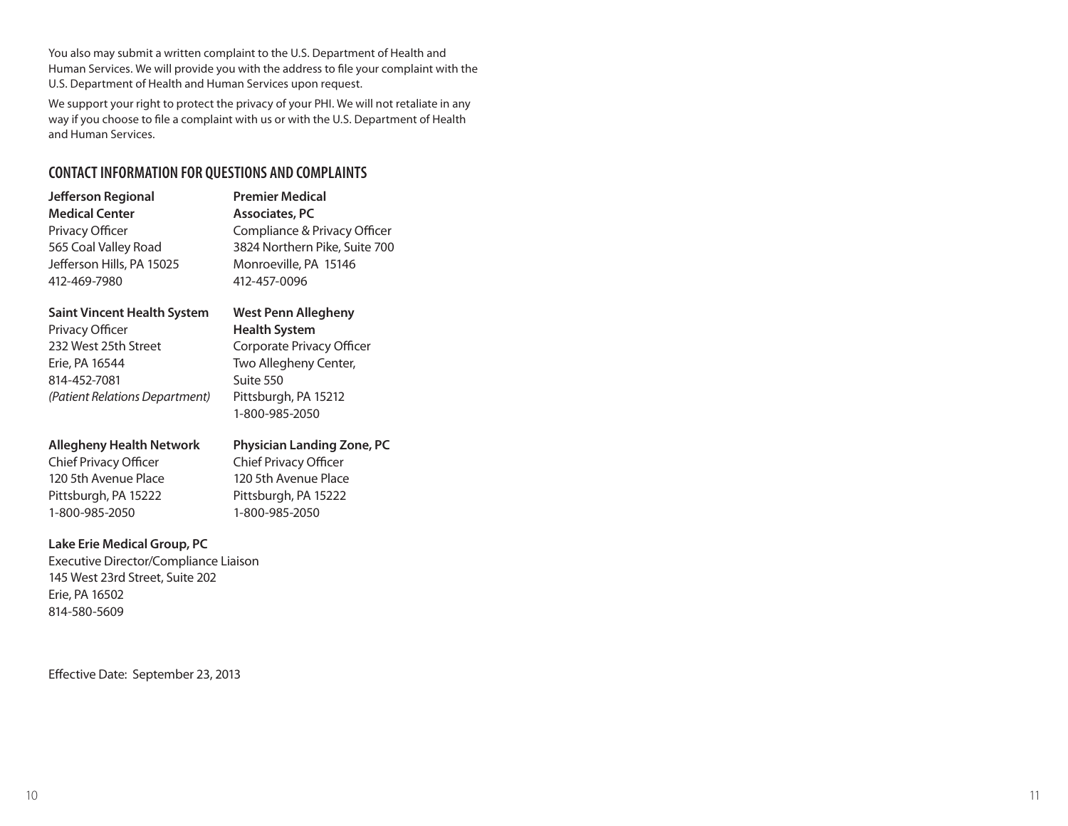You also may submit a written complaint to the U.S. Department of Health and Human Services. We will provide you with the address to file your complaint with the U.S. Department of Health and Human Services upon request.

We support your right to protect the privacy of your PHI. We will not retaliate in any way if you choose to file a complaint with us or with the U.S. Department of Health and Human Services.

## CONTACT INFORMATION FOR QUESTIONS AND COMPLAINTS

**Jefferson Regional Medical Center**
Privacy Officer
565 Coal Valley Road
Jefferson Hills, PA 15025
412-469-7980

**Premier Medical Associates, PC**
Compliance & Privacy Officer
3824 Northern Pike, Suite 700
Monroeville, PA 15146
412-457-0096

**Saint Vincent Health System**
Privacy Officer
232 West 25th Street
Erie, PA 16544
814-452-7081
*(Patient Relations Department)*

**West Penn Allegheny Health System**
Corporate Privacy Officer
Two Allegheny Center,
Suite 550
Pittsburgh, PA 15212
1-800-985-2050

**Allegheny Health Network**
Chief Privacy Officer
120 5th Avenue Place
Pittsburgh, PA 15222
1-800-985-2050

**Physician Landing Zone, PC**
Chief Privacy Officer
120 5th Avenue Place
Pittsburgh, PA 15222
1-800-985-2050

**Lake Erie Medical Group, PC**
Executive Director/Compliance Liaison
145 West 23rd Street, Suite 202
Erie, PA 16502
814-580-5609

Effective Date: September 23, 2013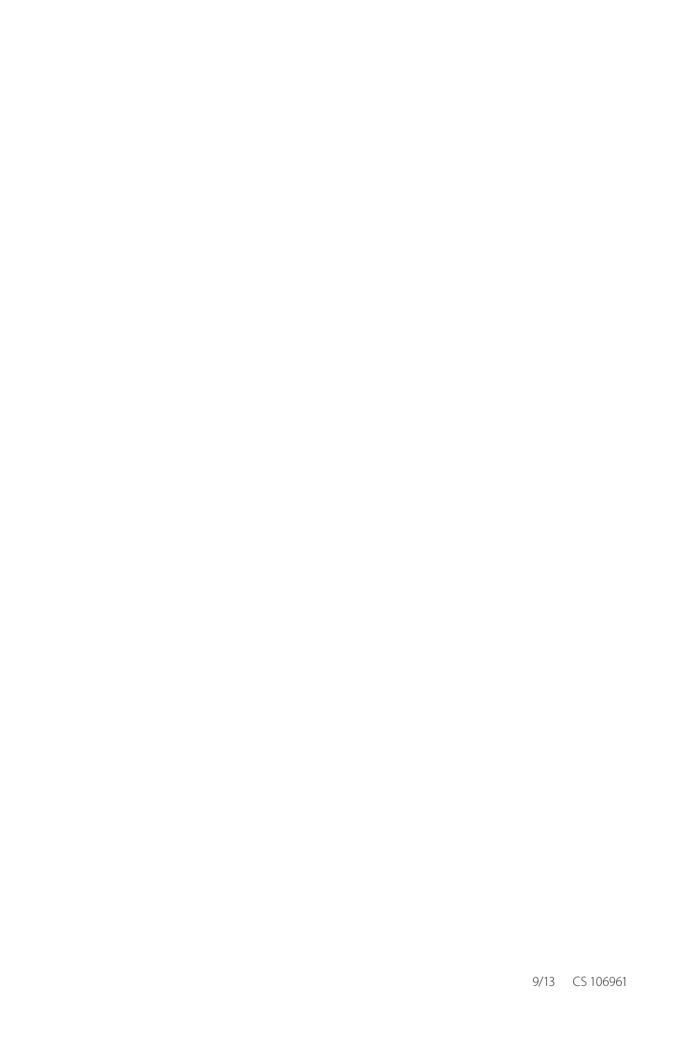9/13 CS 106961